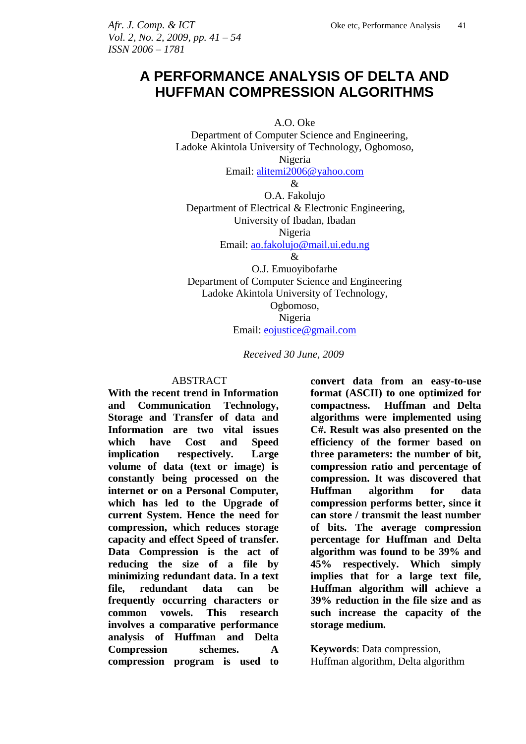# A PERFORMANCE ANALYSIS OF DELTA AND HUFFMAN COMPRESSION ALGORITHMS

A.O. Oke
Department of Computer Science and Engineering,
Ladoke Akintola University of Technology, Ogbomoso,
Nigeria
Email: alitemi2006@yahoo.com

&

O.A. Fakolujo
Department of Electrical & Electronic Engineering,
University of Ibadan, Ibadan
Nigeria
Email: ao.fakolujo@mail.ui.edu.ng

&

O.J. Emuoyibofarhe
Department of Computer Science and Engineering
Ladoke Akintola University of Technology,
Ogbomoso,
Nigeria
Email: eojustice@gmail.com

*Received 30 June, 2009*

## ABSTRACT

**With the recent trend in Information and Communication Technology, Storage and Transfer of data and Information are two vital issues which have Cost and Speed implication respectively. Large volume of data (text or image) is constantly being processed on the internet or on a Personal Computer, which has led to the Upgrade of current System. Hence the need for compression, which reduces storage capacity and effect Speed of transfer. Data Compression is the act of reducing the size of a file by minimizing redundant data. In a text file, redundant data can be frequently occurring characters or common vowels. This research involves a comparative performance analysis of Huffman and Delta Compression schemes. A compression program is used to convert data from an easy-to-use format (ASCII) to one optimized for compactness. Huffman and Delta algorithms were implemented using C#. Result was also presented on the efficiency of the former based on three parameters: the number of bit, compression ratio and percentage of compression. It was discovered that Huffman algorithm for data compression performs better, since it can store / transmit the least number of bits. The average compression percentage for Huffman and Delta algorithm was found to be 39% and 45% respectively. Which simply implies that for a large text file, Huffman algorithm will achieve a 39% reduction in the file size and as such increase the capacity of the storage medium.**

**Keywords**: Data compression, Huffman algorithm, Delta algorithm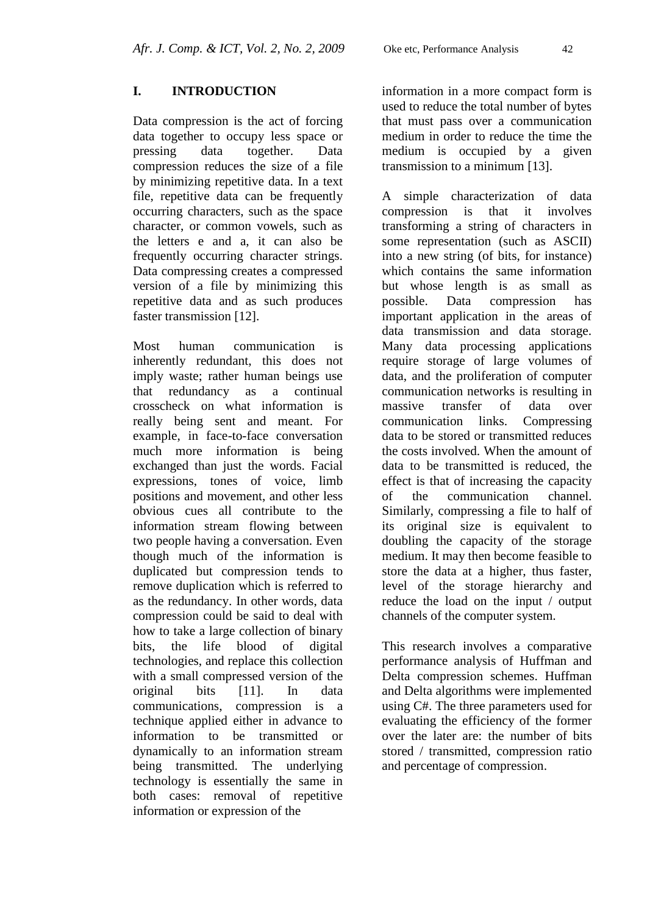## I. INTRODUCTION

Data compression is the act of forcing data together to occupy less space or pressing data together. Data compression reduces the size of a file by minimizing repetitive data. In a text file, repetitive data can be frequently occurring characters, such as the space character, or common vowels, such as the letters e and a, it can also be frequently occurring character strings. Data compressing creates a compressed version of a file by minimizing this repetitive data and as such produces faster transmission [12].

Most human communication is inherently redundant, this does not imply waste; rather human beings use that redundancy as a continual crosscheck on what information is really being sent and meant. For example, in face-to-face conversation much more information is being exchanged than just the words. Facial expressions, tones of voice, limb positions and movement, and other less obvious cues all contribute to the information stream flowing between two people having a conversation. Even though much of the information is duplicated but compression tends to remove duplication which is referred to as the redundancy. In other words, data compression could be said to deal with how to take a large collection of binary bits, the life blood of digital technologies, and replace this collection with a small compressed version of the original bits [11]. In data communications, compression is a technique applied either in advance to information to be transmitted or dynamically to an information stream being transmitted. The underlying technology is essentially the same in both cases: removal of repetitive information or expression of the information in a more compact form is used to reduce the total number of bytes that must pass over a communication medium in order to reduce the time the medium is occupied by a given transmission to a minimum [13].

A simple characterization of data compression is that it involves transforming a string of characters in some representation (such as ASCII) into a new string (of bits, for instance) which contains the same information but whose length is as small as possible. Data compression has important application in the areas of data transmission and data storage. Many data processing applications require storage of large volumes of data, and the proliferation of computer communication networks is resulting in massive transfer of data over communication links. Compressing data to be stored or transmitted reduces the costs involved. When the amount of data to be transmitted is reduced, the effect is that of increasing the capacity of the communication channel. Similarly, compressing a file to half of its original size is equivalent to doubling the capacity of the storage medium. It may then become feasible to store the data at a higher, thus faster, level of the storage hierarchy and reduce the load on the input / output channels of the computer system.

This research involves a comparative performance analysis of Huffman and Delta compression schemes. Huffman and Delta algorithms were implemented using C#. The three parameters used for evaluating the efficiency of the former over the later are: the number of bits stored / transmitted, compression ratio and percentage of compression.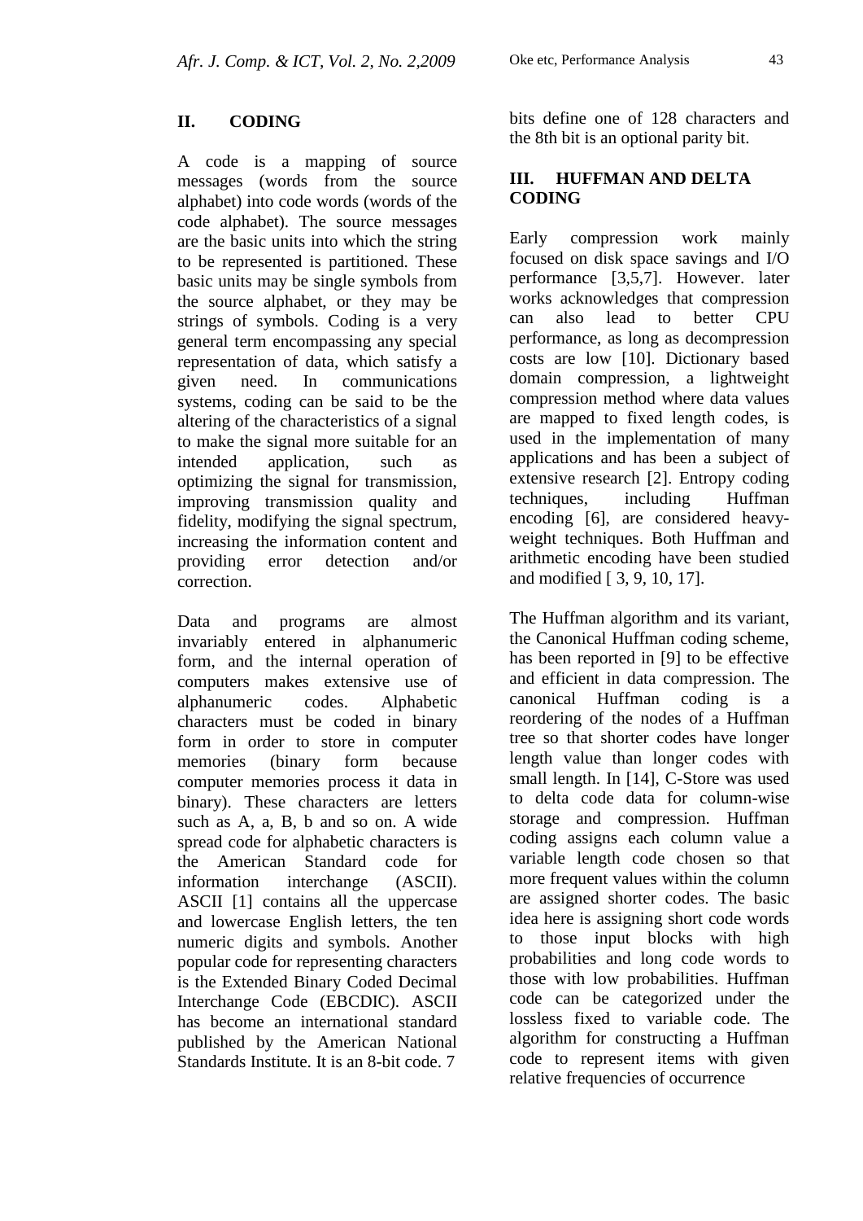## II. CODING

A code is a mapping of source messages (words from the source alphabet) into code words (words of the code alphabet). The source messages are the basic units into which the string to be represented is partitioned. These basic units may be single symbols from the source alphabet, or they may be strings of symbols. Coding is a very general term encompassing any special representation of data, which satisfy a given need. In communications systems, coding can be said to be the altering of the characteristics of a signal to make the signal more suitable for an intended application, such as optimizing the signal for transmission, improving transmission quality and fidelity, modifying the signal spectrum, increasing the information content and providing error detection and/or correction.

Data and programs are almost invariably entered in alphanumeric form, and the internal operation of computers makes extensive use of alphanumeric codes. Alphabetic characters must be coded in binary form in order to store in computer memories (binary form because computer memories process it data in binary). These characters are letters such as A, a, B, b and so on. A wide spread code for alphabetic characters is the American Standard code for information interchange (ASCII). ASCII [1] contains all the uppercase and lowercase English letters, the ten numeric digits and symbols. Another popular code for representing characters is the Extended Binary Coded Decimal Interchange Code (EBCDIC). ASCII has become an international standard published by the American National Standards Institute. It is an 8-bit code. 7 bits define one of 128 characters and the 8th bit is an optional parity bit.

## III. HUFFMAN AND DELTA CODING

Early compression work mainly focused on disk space savings and I/O performance [3,5,7]. However. later works acknowledges that compression can also lead to better CPU performance, as long as decompression costs are low [10]. Dictionary based domain compression, a lightweight compression method where data values are mapped to fixed length codes, is used in the implementation of many applications and has been a subject of extensive research [2]. Entropy coding techniques, including Huffman encoding [6], are considered heavy-weight techniques. Both Huffman and arithmetic encoding have been studied and modified [ 3, 9, 10, 17].

The Huffman algorithm and its variant, the Canonical Huffman coding scheme, has been reported in [9] to be effective and efficient in data compression. The canonical Huffman coding is a reordering of the nodes of a Huffman tree so that shorter codes have longer length value than longer codes with small length. In [14], C-Store was used to delta code data for column-wise storage and compression. Huffman coding assigns each column value a variable length code chosen so that more frequent values within the column are assigned shorter codes. The basic idea here is assigning short code words to those input blocks with high probabilities and long code words to those with low probabilities. Huffman code can be categorized under the lossless fixed to variable code. The algorithm for constructing a Huffman code to represent items with given relative frequencies of occurrence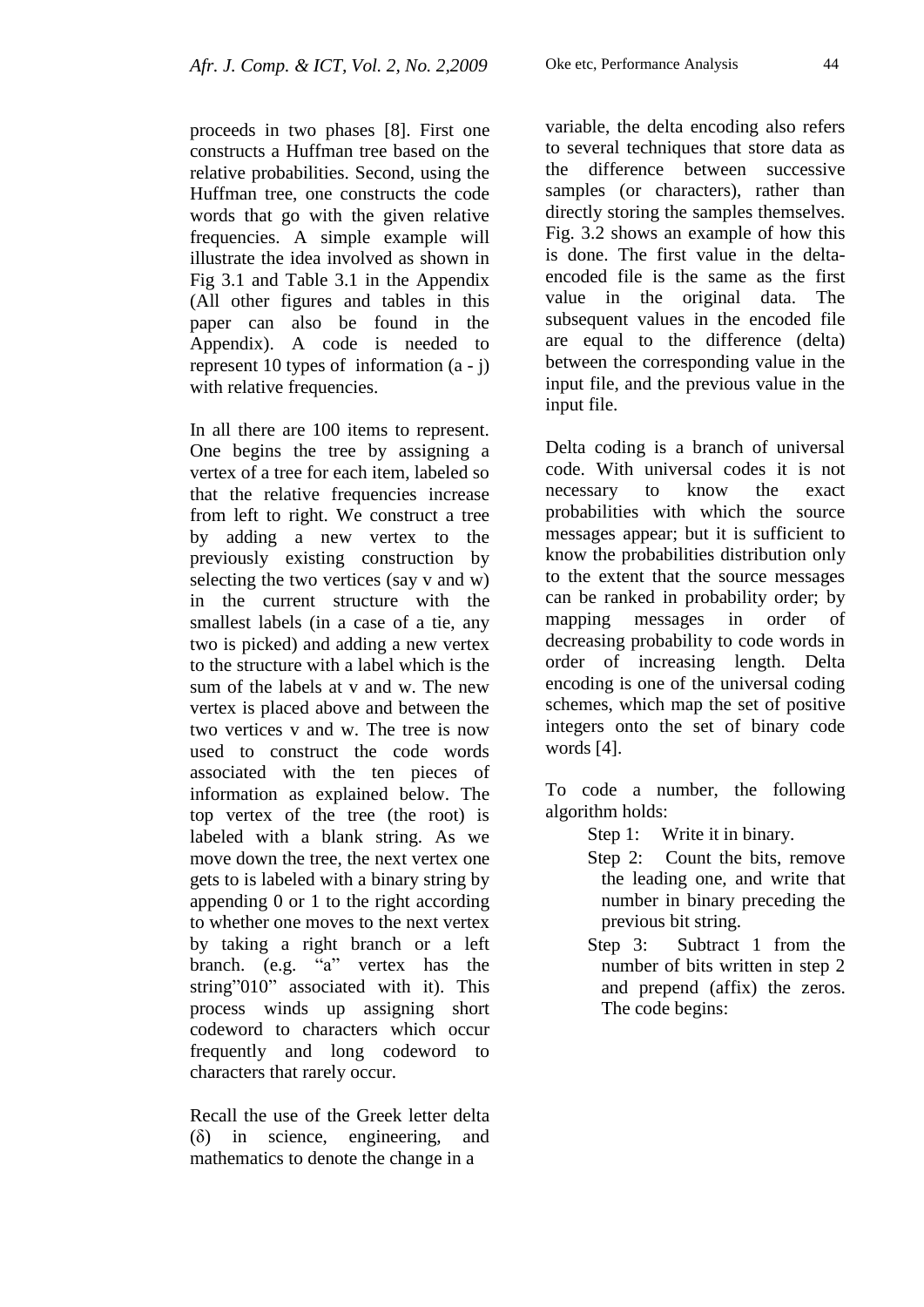proceeds in two phases [8]. First one constructs a Huffman tree based on the relative probabilities. Second, using the Huffman tree, one constructs the code words that go with the given relative frequencies. A simple example will illustrate the idea involved as shown in Fig 3.1 and Table 3.1 in the Appendix (All other figures and tables in this paper can also be found in the Appendix). A code is needed to represent 10 types of information (a - j) with relative frequencies.

In all there are 100 items to represent. One begins the tree by assigning a vertex of a tree for each item, labeled so that the relative frequencies increase from left to right. We construct a tree by adding a new vertex to the previously existing construction by selecting the two vertices (say v and w) in the current structure with the smallest labels (in a case of a tie, any two is picked) and adding a new vertex to the structure with a label which is the sum of the labels at v and w. The new vertex is placed above and between the two vertices v and w. The tree is now used to construct the code words associated with the ten pieces of information as explained below. The top vertex of the tree (the root) is labeled with a blank string. As we move down the tree, the next vertex one gets to is labeled with a binary string by appending 0 or 1 to the right according to whether one moves to the next vertex by taking a right branch or a left branch. (e.g. "a" vertex has the string"010" associated with it). This process winds up assigning short codeword to characters which occur frequently and long codeword to characters that rarely occur.

Recall the use of the Greek letter delta (δ) in science, engineering, and mathematics to denote the change in a variable, the delta encoding also refers to several techniques that store data as the difference between successive samples (or characters), rather than directly storing the samples themselves. Fig. 3.2 shows an example of how this is done. The first value in the delta-encoded file is the same as the first value in the original data. The subsequent values in the encoded file are equal to the difference (delta) between the corresponding value in the input file, and the previous value in the input file.

Delta coding is a branch of universal code. With universal codes it is not necessary to know the exact probabilities with which the source messages appear; but it is sufficient to know the probabilities distribution only to the extent that the source messages can be ranked in probability order; by mapping messages in order of decreasing probability to code words in order of increasing length. Delta encoding is one of the universal coding schemes, which map the set of positive integers onto the set of binary code words [4].

To code a number, the following algorithm holds:

- Step 1: Write it in binary.
- Step 2: Count the bits, remove the leading one, and write that number in binary preceding the previous bit string.
- Step 3: Subtract 1 from the number of bits written in step 2 and prepend (affix) the zeros. The code begins: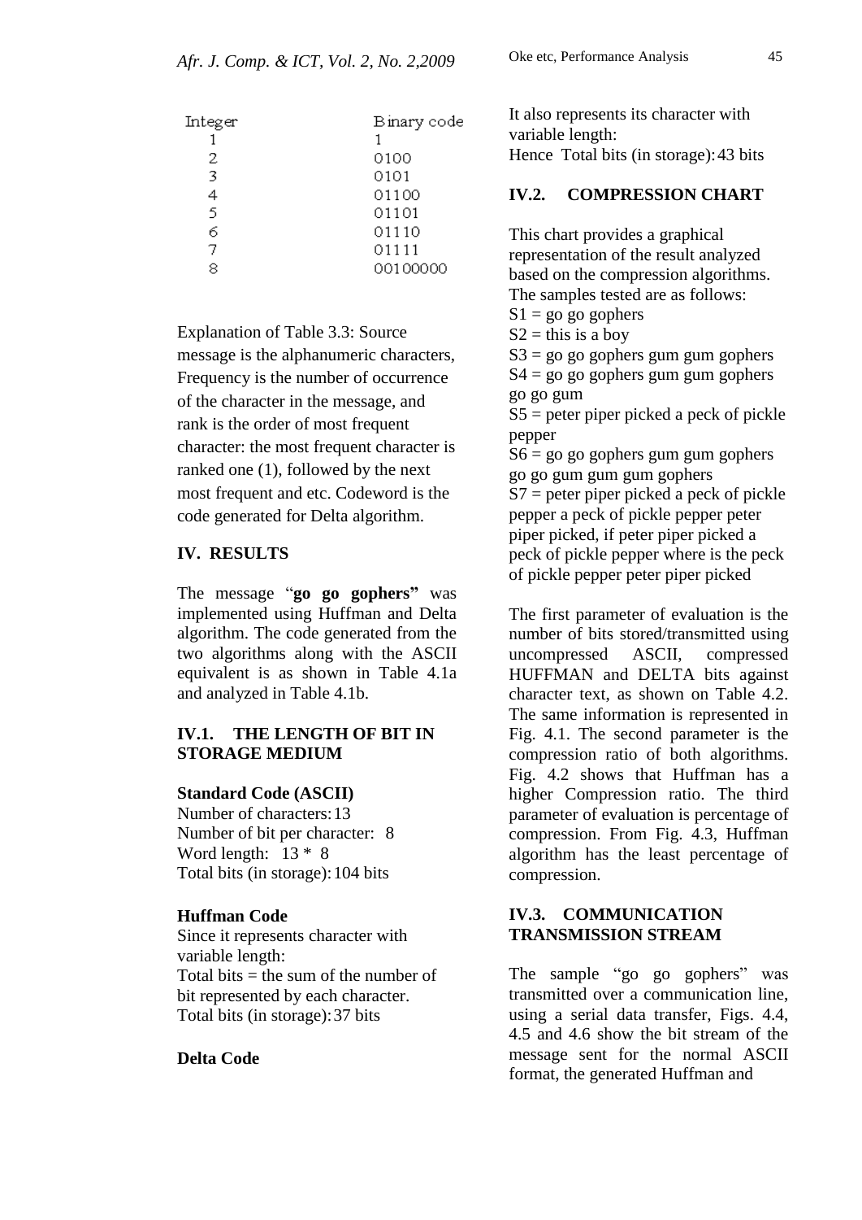| Integer | Binary code |
|---|---|
| 1 | 1 |
| 2 | 0100 |
| 3 | 0101 |
| 4 | 01100 |
| 5 | 01101 |
| 6 | 01110 |
| 7 | 01111 |
| 8 | 00100000 |

Explanation of Table 3.3: Source message is the alphanumeric characters, Frequency is the number of occurrence of the character in the message, and rank is the order of most frequent character: the most frequent character is ranked one (1), followed by the next most frequent and etc. Codeword is the code generated for Delta algorithm.

## IV. RESULTS

The message "**go go gophers"** was implemented using Huffman and Delta algorithm. The code generated from the two algorithms along with the ASCII equivalent is as shown in Table 4.1a and analyzed in Table 4.1b.

### IV.1. THE LENGTH OF BIT IN STORAGE MEDIUM

**Standard Code (ASCII)**

Number of characters: 13
Number of bit per character: 8
Word length: 13 * 8
Total bits (in storage): 104 bits

**Huffman Code**

Since it represents character with variable length:
Total bits = the sum of the number of bit represented by each character.
Total bits (in storage): 37 bits

**Delta Code**

It also represents its character with variable length:
Hence Total bits (in storage): 43 bits

### IV.2. COMPRESSION CHART

This chart provides a graphical representation of the result analyzed based on the compression algorithms. The samples tested are as follows:

S1 = go go gophers
S2 = this is a boy
S3 = go go gophers gum gum gophers
S4 = go go gophers gum gum gophers go go gum
S5 = peter piper picked a peck of pickle pepper
S6 = go go gophers gum gum gophers go go gum gum gum gophers
S7 = peter piper picked a peck of pickle pepper a peck of pickle pepper peter piper picked, if peter piper picked a peck of pickle pepper where is the peck of pickle pepper peter piper picked

The first parameter of evaluation is the number of bits stored/transmitted using uncompressed ASCII, compressed HUFFMAN and DELTA bits against character text, as shown on Table 4.2. The same information is represented in Fig. 4.1. The second parameter is the compression ratio of both algorithms. Fig. 4.2 shows that Huffman has a higher Compression ratio. The third parameter of evaluation is percentage of compression. From Fig. 4.3, Huffman algorithm has the least percentage of compression.

### IV.3. COMMUNICATION TRANSMISSION STREAM

The sample "go go gophers" was transmitted over a communication line, using a serial data transfer, Figs. 4.4, 4.5 and 4.6 show the bit stream of the message sent for the normal ASCII format, the generated Huffman and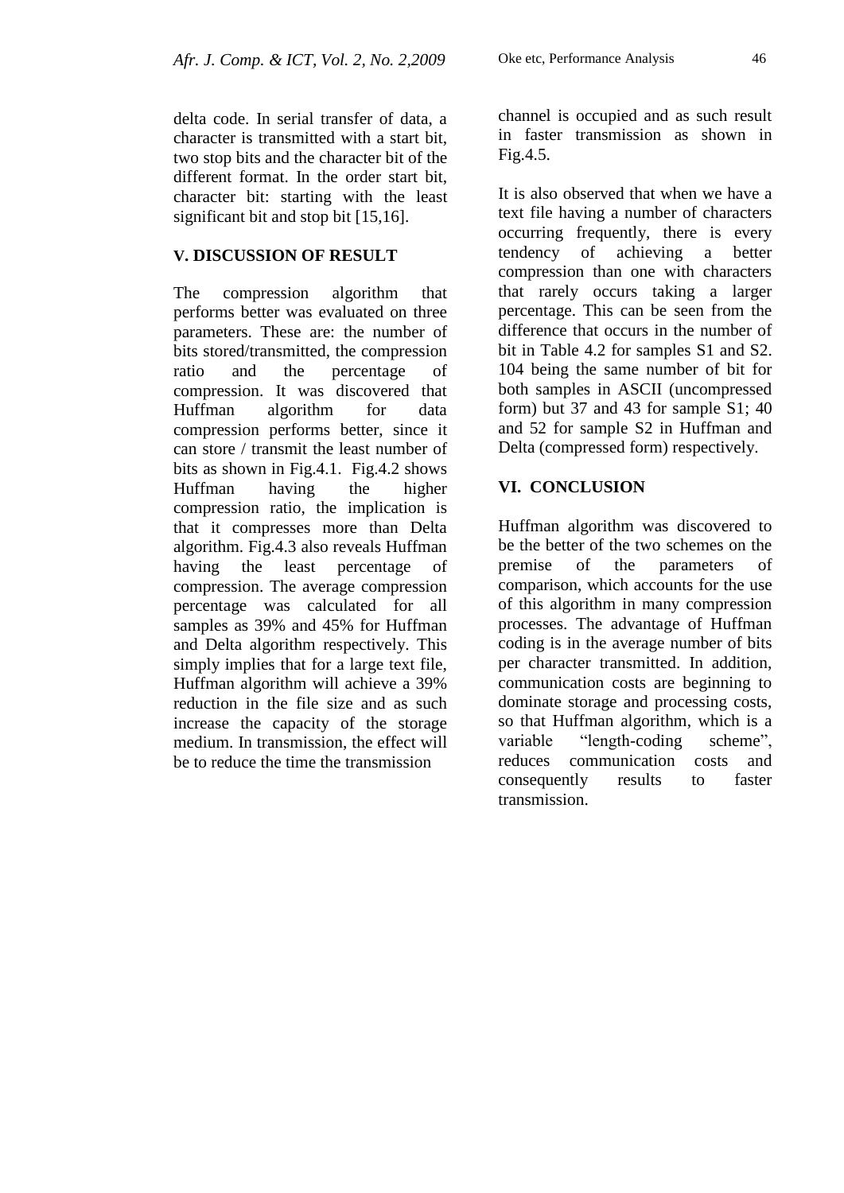delta code. In serial transfer of data, a character is transmitted with a start bit, two stop bits and the character bit of the different format. In the order start bit, character bit: starting with the least significant bit and stop bit [15,16].

## V. DISCUSSION OF RESULT

The compression algorithm that performs better was evaluated on three parameters. These are: the number of bits stored/transmitted, the compression ratio and the percentage of compression. It was discovered that Huffman algorithm for data compression performs better, since it can store / transmit the least number of bits as shown in Fig.4.1. Fig.4.2 shows Huffman having the higher compression ratio, the implication is that it compresses more than Delta algorithm. Fig.4.3 also reveals Huffman having the least percentage of compression. The average compression percentage was calculated for all samples as 39% and 45% for Huffman and Delta algorithm respectively. This simply implies that for a large text file, Huffman algorithm will achieve a 39% reduction in the file size and as such increase the capacity of the storage medium. In transmission, the effect will be to reduce the time the transmission channel is occupied and as such result in faster transmission as shown in Fig.4.5.

It is also observed that when we have a text file having a number of characters occurring frequently, there is every tendency of achieving a better compression than one with characters that rarely occurs taking a larger percentage. This can be seen from the difference that occurs in the number of bit in Table 4.2 for samples S1 and S2. 104 being the same number of bit for both samples in ASCII (uncompressed form) but 37 and 43 for sample S1; 40 and 52 for sample S2 in Huffman and Delta (compressed form) respectively.

## VI. CONCLUSION

Huffman algorithm was discovered to be the better of the two schemes on the premise of the parameters of comparison, which accounts for the use of this algorithm in many compression processes. The advantage of Huffman coding is in the average number of bits per character transmitted. In addition, communication costs are beginning to dominate storage and processing costs, so that Huffman algorithm, which is a variable "length-coding scheme", reduces communication costs and consequently results to faster transmission.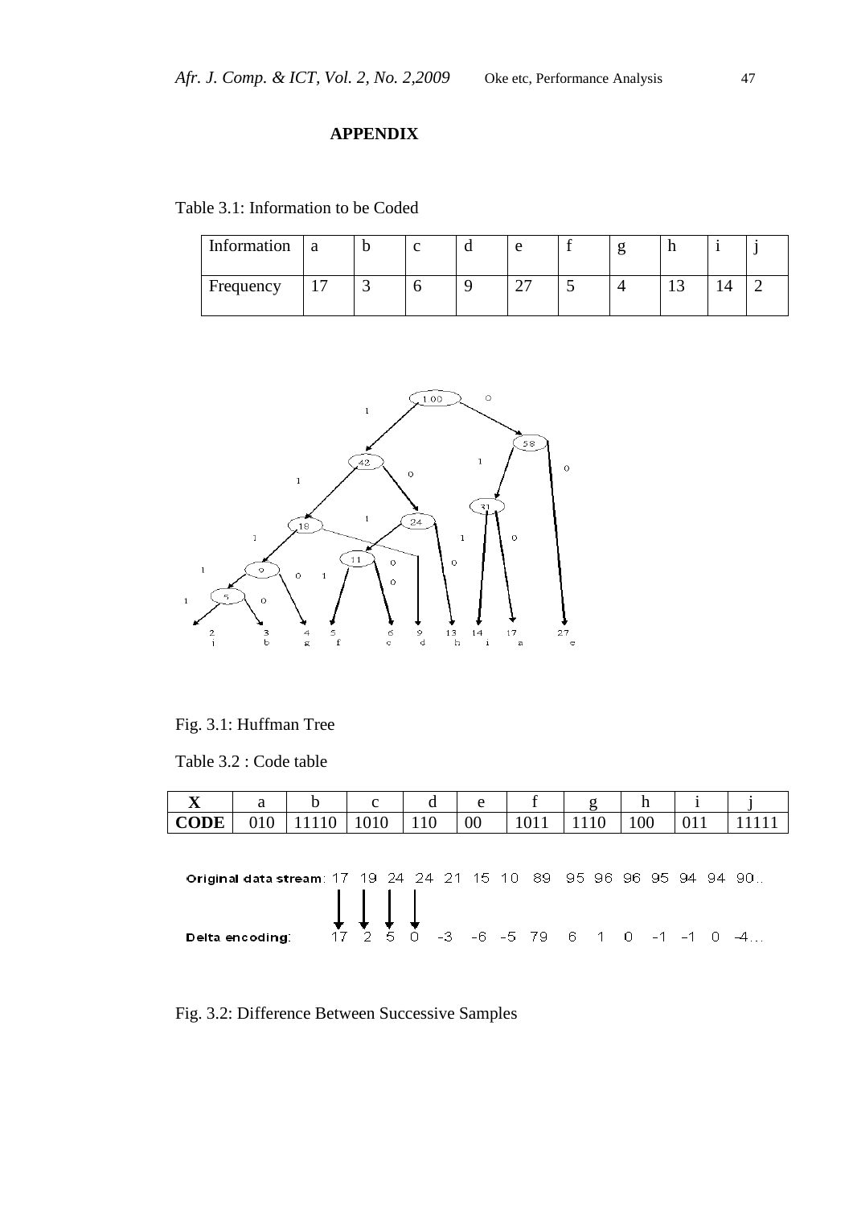**APPENDIX**

Table 3.1: Information to be Coded

| Information | a | b | c | d | e | f | g | h | i | j |
|---|---|---|---|---|---|---|---|---|---|---|
| Frequency | 17 | 3 | 6 | 9 | 27 | 5 | 4 | 13 | 14 | 2 |

Fig. 3.1: Huffman Tree

Table 3.2 : Code table

| **X** | a | b | c | d | e | f | g | h | i | j |
|---|---|---|---|---|---|---|---|---|---|---|
| **CODE** | 010 | 11110 | 1010 | 110 | 00 | 1011 | 1110 | 100 | 011 | 11111 |

Original data stream: 17 19 24 24 21 15 10 89 95 96 96 95 94 94 90...

Delta encoding: 17 2 5 0 -3 -6 -5 79 6 1 0 -1 -1 0 -4...

Fig. 3.2: Difference Between Successive Samples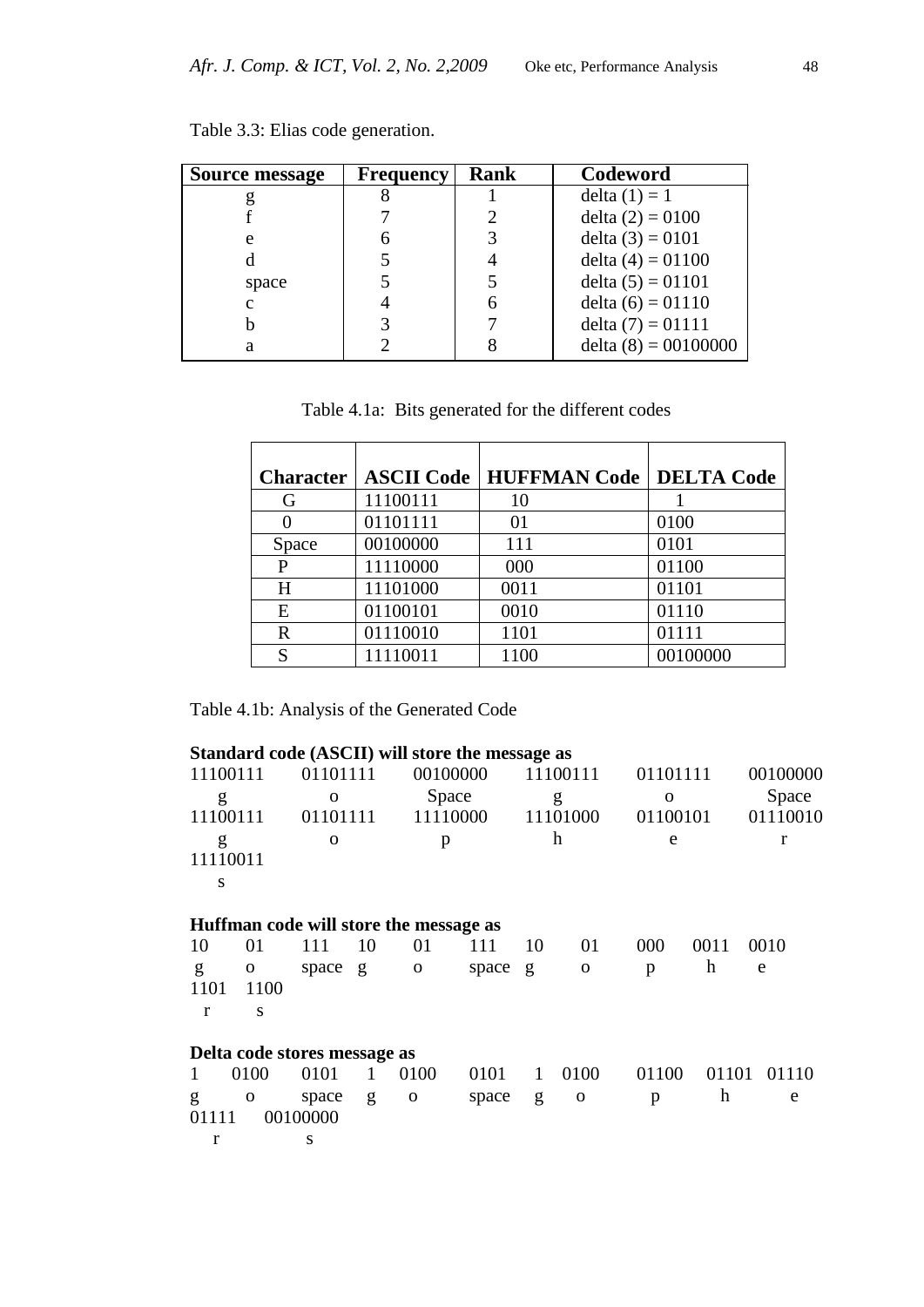Table 3.3: Elias code generation.

| Source message | Frequency | Rank | Codeword |
|---|---|---|---|
| g | 8 | 1 | delta (1) = 1 |
| f | 7 | 2 | delta (2) = 0100 |
| e | 6 | 3 | delta (3) = 0101 |
| d | 5 | 4 | delta (4) = 01100 |
| space | 5 | 5 | delta (5) = 01101 |
| c | 4 | 6 | delta (6) = 01110 |
| b | 3 | 7 | delta (7) = 01111 |
| a | 2 | 8 | delta (8) = 00100000 |

Table 4.1a: Bits generated for the different codes

| Character | ASCII Code | HUFFMAN Code | DELTA Code |
|---|---|---|---|
| G | 11100111 | 10 | 1 |
| 0 | 01101111 | 01 | 0100 |
| Space | 00100000 | 111 | 0101 |
| P | 11110000 | 000 | 01100 |
| H | 11101000 | 0011 | 01101 |
| E | 01100101 | 0010 | 01110 |
| R | 01110010 | 1101 | 01111 |
| S | 11110011 | 1100 | 00100000 |

Table 4.1b: Analysis of the Generated Code

**Standard code (ASCII) will store the message as**

| 11100111 | 01101111 | 00100000 | 11100111 | 01101111 | 00100000 |
|---|---|---|---|---|---|
| g | o | Space | g | o | Space |
| 11100111 | 01101111 | 11110000 | 11101000 | 01100101 | 01110010 |
| g | o | p | h | e | r |
| 11110011 | | | | | |
| s | | | | | |

**Huffman code will store the message as**

| 10 | 01 | 111 | 10 | 01 | 111 | 10 | 01 | 000 | 0011 | 0010 |
|---|---|---|---|---|---|---|---|---|---|---|
| g | o | space | g | o | space | g | o | p | h | e |
| 1101 | 1100 | | | | | | | | | |
| r | s | | | | | | | | | |

**Delta code stores message as**

| 1 | 0100 | 0101 | 1 | 0100 | 0101 | 1 | 0100 | 01100 | 01101 | 01110 |
|---|---|---|---|---|---|---|---|---|---|---|
| g | o | space | g | o | space | g | o | p | h | e |
| 01111 | 00100000 | | | | | | | | | |
| r | s | | | | | | | | | |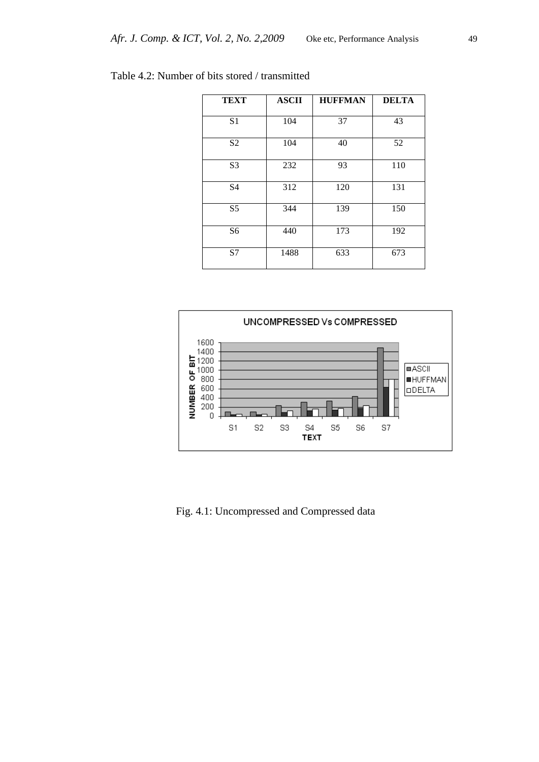Table 4.2: Number of bits stored / transmitted

| TEXT | ASCII | HUFFMAN | DELTA |
|---|---|---|---|
| S1 | 104 | 37 | 43 |
| S2 | 104 | 40 | 52 |
| S3 | 232 | 93 | 110 |
| S4 | 312 | 120 | 131 |
| S5 | 344 | 139 | 150 |
| S6 | 440 | 173 | 192 |
| S7 | 1488 | 633 | 673 |

Fig. 4.1: Uncompressed and Compressed data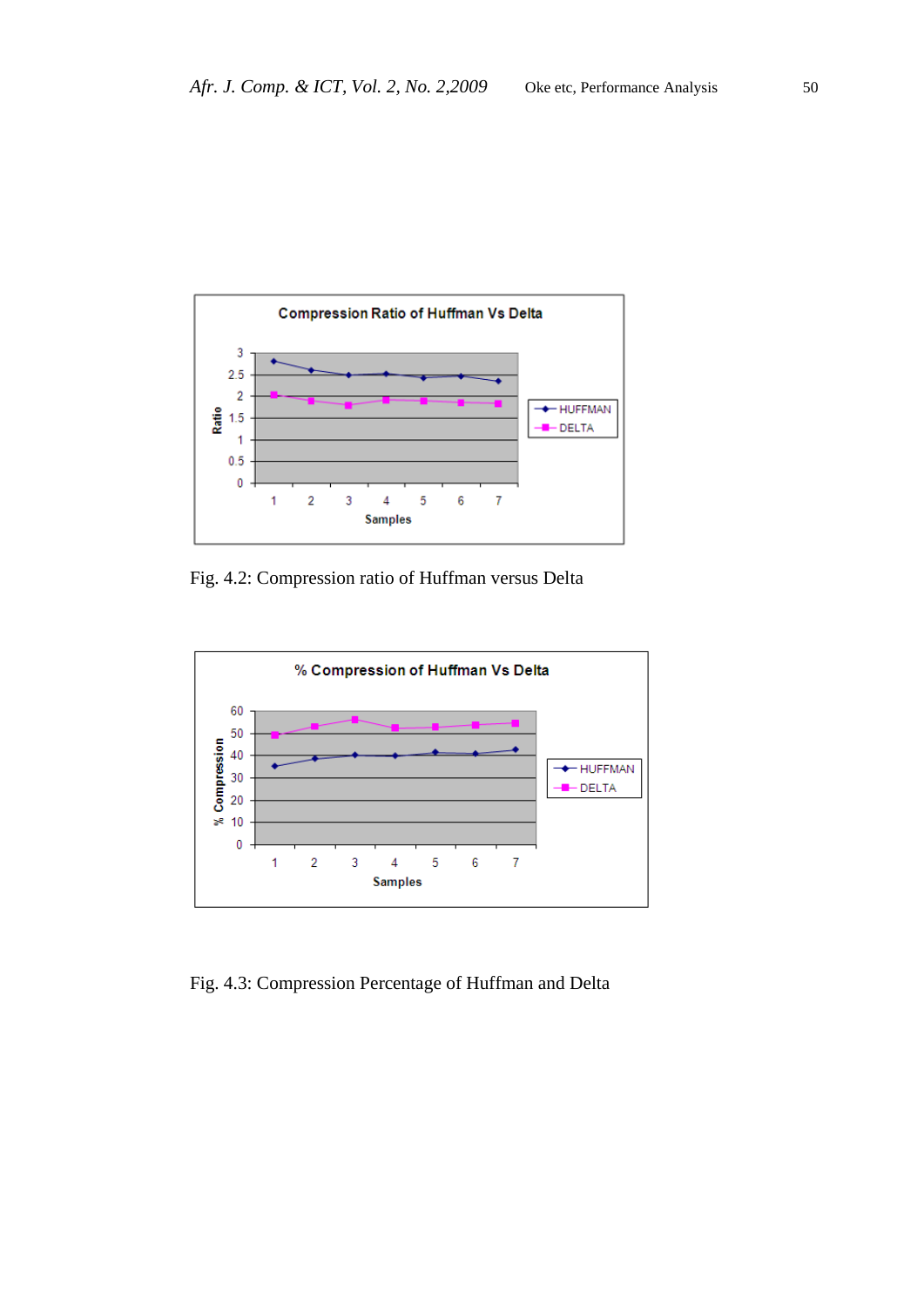Fig. 4.2: Compression ratio of Huffman versus Delta

Fig. 4.3: Compression Percentage of Huffman and Delta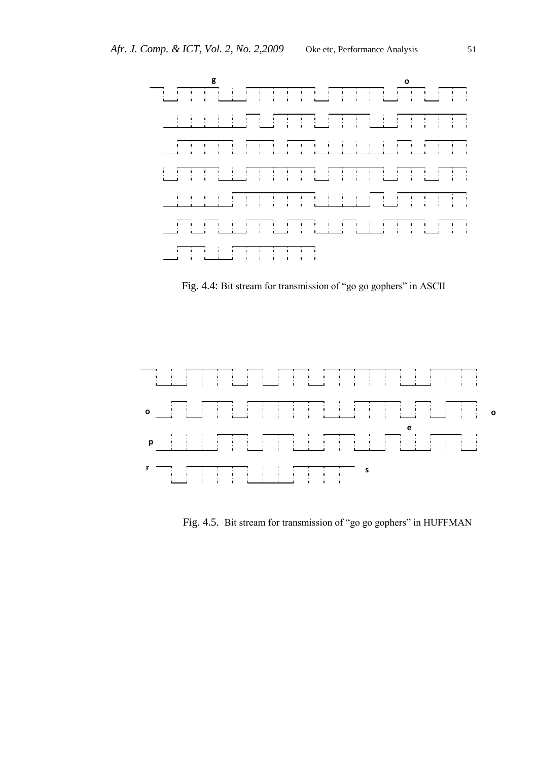Fig. 4.4: Bit stream for transmission of "go go gophers" in ASCII

Fig. 4.5. Bit stream for transmission of "go go gophers" in HUFFMAN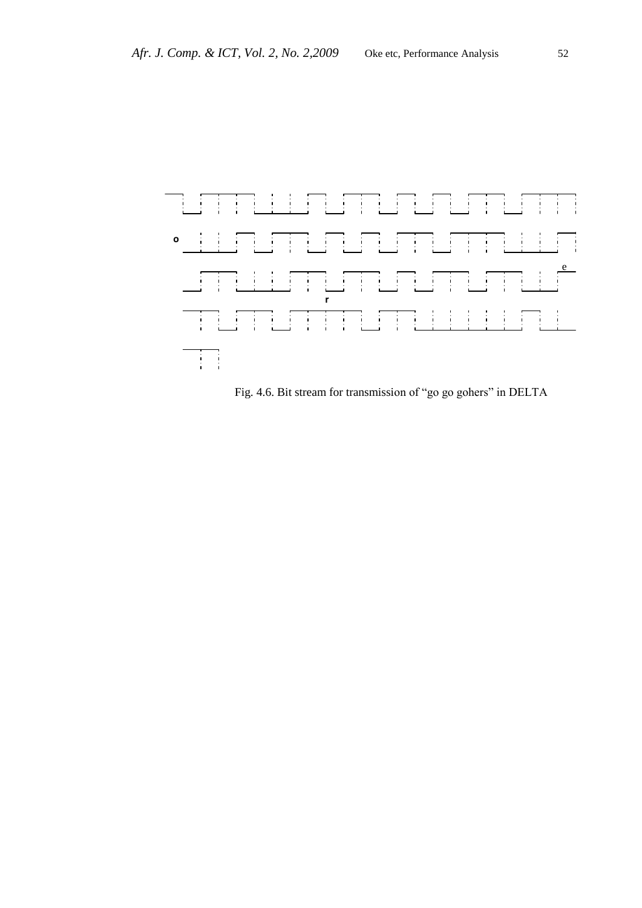Fig. 4.6. Bit stream for transmission of "go go gohers" in DELTA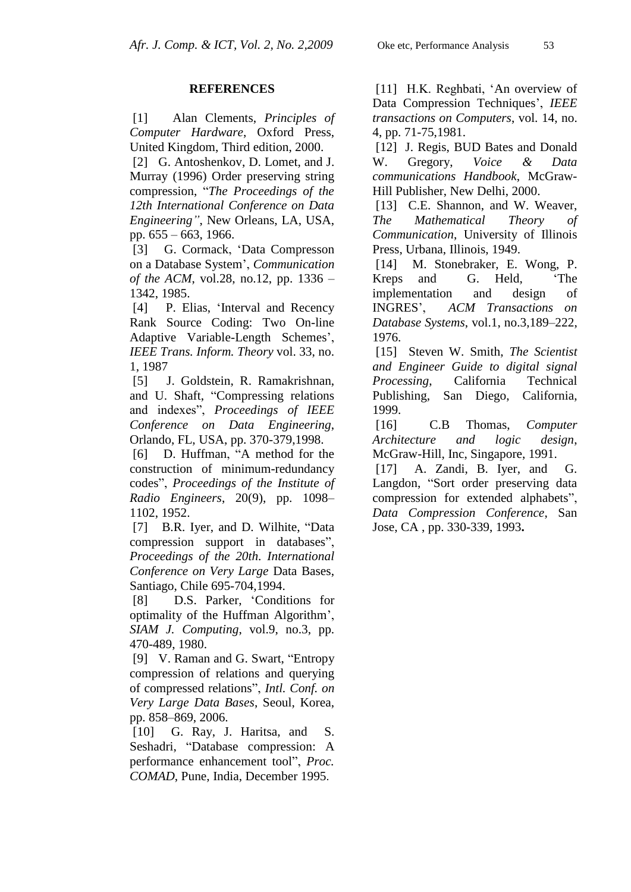## REFERENCES

[1] Alan Clements, *Principles of Computer Hardware*, Oxford Press, United Kingdom, Third edition, 2000.

[2] G. Antoshenkov, D. Lomet, and J. Murray (1996) Order preserving string compression, "*The Proceedings of the 12th International Conference on Data Engineering"*, New Orleans, LA, USA, pp. 655 – 663, 1966.

[3] G. Cormack, 'Data Compresson on a Database System', *Communication of the ACM*, vol.28, no.12, pp. 1336 – 1342, 1985.

[4] P. Elias, 'Interval and Recency Rank Source Coding: Two On-line Adaptive Variable-Length Schemes', *IEEE Trans. Inform. Theory* vol. 33, no. 1, 1987

[5] J. Goldstein, R. Ramakrishnan, and U. Shaft, "Compressing relations and indexes", *Proceedings of IEEE Conference on Data Engineering*, Orlando, FL, USA, pp. 370-379,1998.

[6] D. Huffman, "A method for the construction of minimum-redundancy codes", *Proceedings of the Institute of Radio Engineers*, 20(9), pp. 1098–1102, 1952.

[7] B.R. Iyer, and D. Wilhite, "Data compression support in databases", *Proceedings of the 20th. International Conference on Very Large* Data Bases, Santiago, Chile 695-704,1994.

[8] D.S. Parker, 'Conditions for optimality of the Huffman Algorithm', *SIAM J. Computing*, vol.9, no.3, pp. 470-489, 1980.

[9] V. Raman and G. Swart, "Entropy compression of relations and querying of compressed relations", *Intl. Conf. on Very Large Data Bases*, Seoul, Korea, pp. 858–869, 2006.

[10] G. Ray, J. Haritsa, and S. Seshadri, "Database compression: A performance enhancement tool", *Proc. COMAD*, Pune, India, December 1995.

[11] H.K. Reghbati, 'An overview of Data Compression Techniques', *IEEE transactions on Computers*, vol. 14, no. 4, pp. 71-75,1981.

[12] J. Regis, BUD Bates and Donald W. Gregory, *Voice & Data communications Handbook*, McGraw-Hill Publisher, New Delhi, 2000.

[13] C.E. Shannon, and W. Weaver, *The Mathematical Theory of Communication*, University of Illinois Press, Urbana, Illinois, 1949.

[14] M. Stonebraker, E. Wong, P. Kreps and G. Held, 'The implementation and design of INGRES', *ACM Transactions on Database Systems*, vol.1, no.3,189–222, 1976.

[15] Steven W. Smith, *The Scientist and Engineer Guide to digital signal Processing*, California Technical Publishing, San Diego, California, 1999.

[16] C.B Thomas, *Computer Architecture and logic design*, McGraw-Hill, Inc, Singapore, 1991.

[17] A. Zandi, B. Iyer, and G. Langdon, "Sort order preserving data compression for extended alphabets", *Data Compression Conference*, San Jose, CA , pp. 330-339, 1993**.**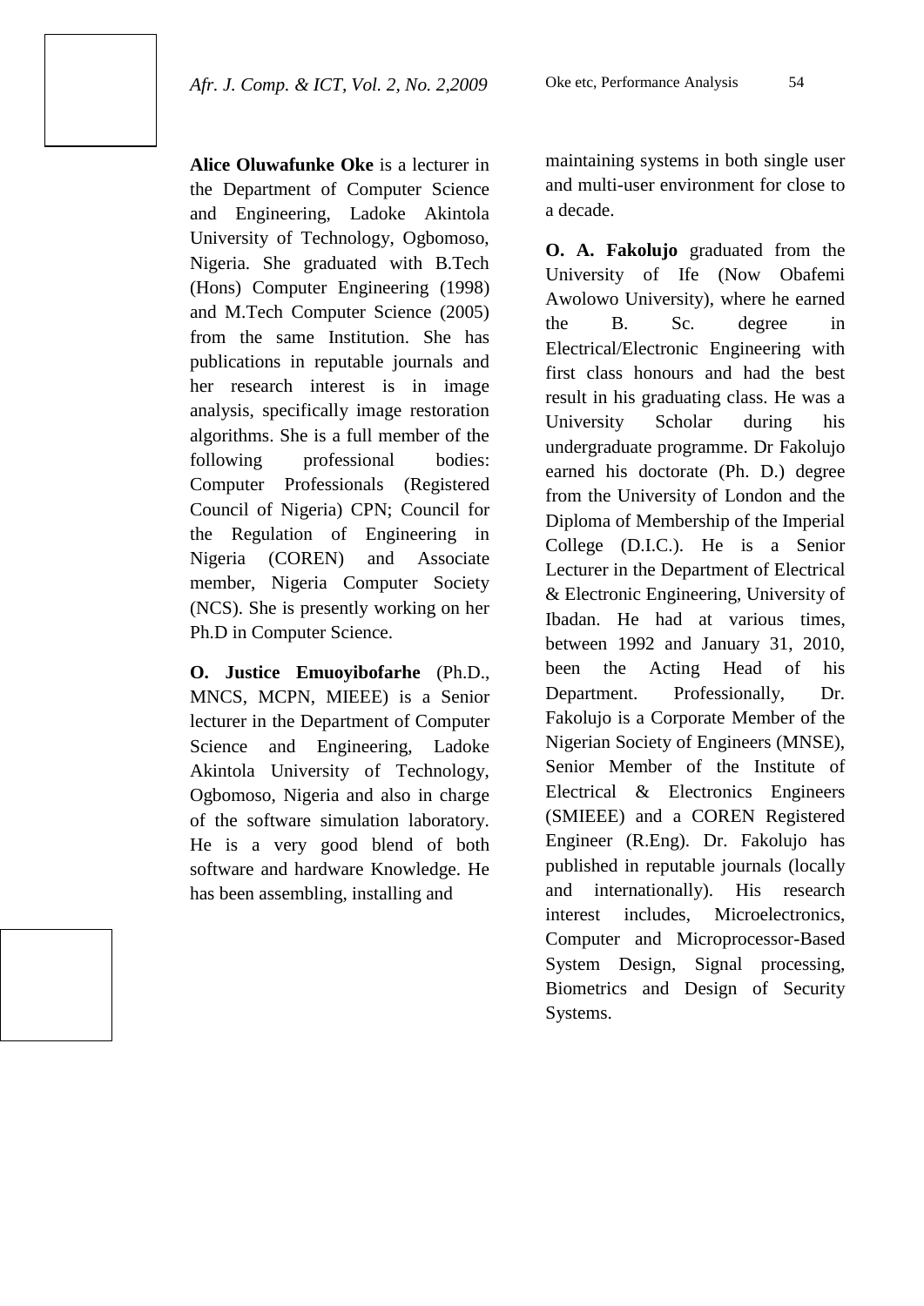**Alice Oluwafunke Oke** is a lecturer in the Department of Computer Science and Engineering, Ladoke Akintola University of Technology, Ogbomoso, Nigeria. She graduated with B.Tech (Hons) Computer Engineering (1998) and M.Tech Computer Science (2005) from the same Institution. She has publications in reputable journals and her research interest is in image analysis, specifically image restoration algorithms. She is a full member of the following professional bodies: Computer Professionals (Registered Council of Nigeria) CPN; Council for the Regulation of Engineering in Nigeria (COREN) and Associate member, Nigeria Computer Society (NCS). She is presently working on her Ph.D in Computer Science.

**O. Justice Emuoyibofarhe** (Ph.D., MNCS, MCPN, MIEEE) is a Senior lecturer in the Department of Computer Science and Engineering, Ladoke Akintola University of Technology, Ogbomoso, Nigeria and also in charge of the software simulation laboratory. He is a very good blend of both software and hardware Knowledge. He has been assembling, installing and maintaining systems in both single user and multi-user environment for close to a decade.

**O. A. Fakolujo** graduated from the University of Ife (Now Obafemi Awolowo University), where he earned the B. Sc. degree in Electrical/Electronic Engineering with first class honours and had the best result in his graduating class. He was a University Scholar during his undergraduate programme. Dr Fakolujo earned his doctorate (Ph. D.) degree from the University of London and the Diploma of Membership of the Imperial College (D.I.C.). He is a Senior Lecturer in the Department of Electrical & Electronic Engineering, University of Ibadan. He had at various times, between 1992 and January 31, 2010, been the Acting Head of his Department. Professionally, Dr. Fakolujo is a Corporate Member of the Nigerian Society of Engineers (MNSE), Senior Member of the Institute of Electrical & Electronics Engineers (SMIEEE) and a COREN Registered Engineer (R.Eng). Dr. Fakolujo has published in reputable journals (locally and internationally). His research interest includes, Microelectronics, Computer and Microprocessor-Based System Design, Signal processing, Biometrics and Design of Security Systems.